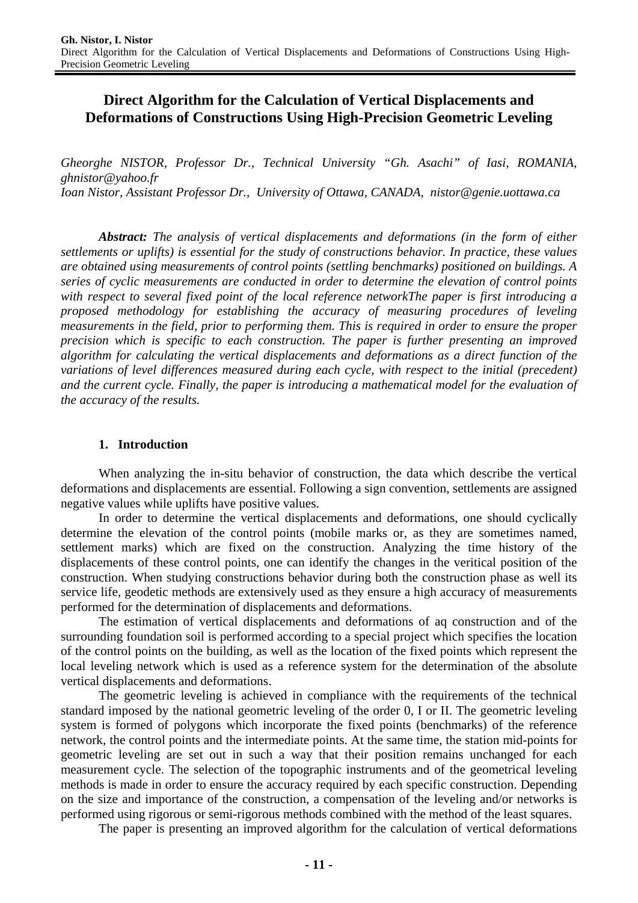# Direct Algorithm for the Calculation of Vertical Displacements and Deformations of Constructions Using High-Precision Geometric Leveling

*Gheorghe NISTOR, Professor Dr., Technical University "Gh. Asachi" of Iasi, ROMANIA, ghnistor@yahoo.fr*
*Ioan Nistor, Assistant Professor Dr., University of Ottawa, CANADA, nistor@genie.uottawa.ca*

***Abstract:*** *The analysis of vertical displacements and deformations (in the form of either settlements or uplifts) is essential for the study of constructions behavior. In practice, these values are obtained using measurements of control points (settling benchmarks) positioned on buildings. A series of cyclic measurements are conducted in order to determine the elevation of control points with respect to several fixed point of the local reference networkThe paper is first introducing a proposed methodology for establishing the accuracy of measuring procedures of leveling measurements in the field, prior to performing them. This is required in order to ensure the proper precision which is specific to each construction. The paper is further presenting an improved algorithm for calculating the vertical displacements and deformations as a direct function of the variations of level differences measured during each cycle, with respect to the initial (precedent) and the current cycle. Finally, the paper is introducing a mathematical model for the evaluation of the accuracy of the results.*

## 1. Introduction

When analyzing the in-situ behavior of construction, the data which describe the vertical deformations and displacements are essential. Following a sign convention, settlements are assigned negative values while uplifts have positive values.

In order to determine the vertical displacements and deformations, one should cyclically determine the elevation of the control points (mobile marks or, as they are sometimes named, settlement marks) which are fixed on the construction. Analyzing the time history of the displacements of these control points, one can identify the changes in the veritical position of the construction. When studying constructions behavior during both the construction phase as well its service life, geodetic methods are extensively used as they ensure a high accuracy of measurements performed for the determination of displacements and deformations.

The estimation of vertical displacements and deformations of aq construction and of the surrounding foundation soil is performed according to a special project which specifies the location of the control points on the building, as well as the location of the fixed points which represent the local leveling network which is used as a reference system for the determination of the absolute vertical displacements and deformations.

The geometric leveling is achieved in compliance with the requirements of the technical standard imposed by the national geometric leveling of the order 0, I or II. The geometric leveling system is formed of polygons which incorporate the fixed points (benchmarks) of the reference network, the control points and the intermediate points. At the same time, the station mid-points for geometric leveling are set out in such a way that their position remains unchanged for each measurement cycle. The selection of the topographic instruments and of the geometrical leveling methods is made in order to ensure the accuracy required by each specific construction. Depending on the size and importance of the construction, a compensation of the leveling and/or networks is performed using rigorous or semi-rigorous methods combined with the method of the least squares.

The paper is presenting an improved algorithm for the calculation of vertical deformations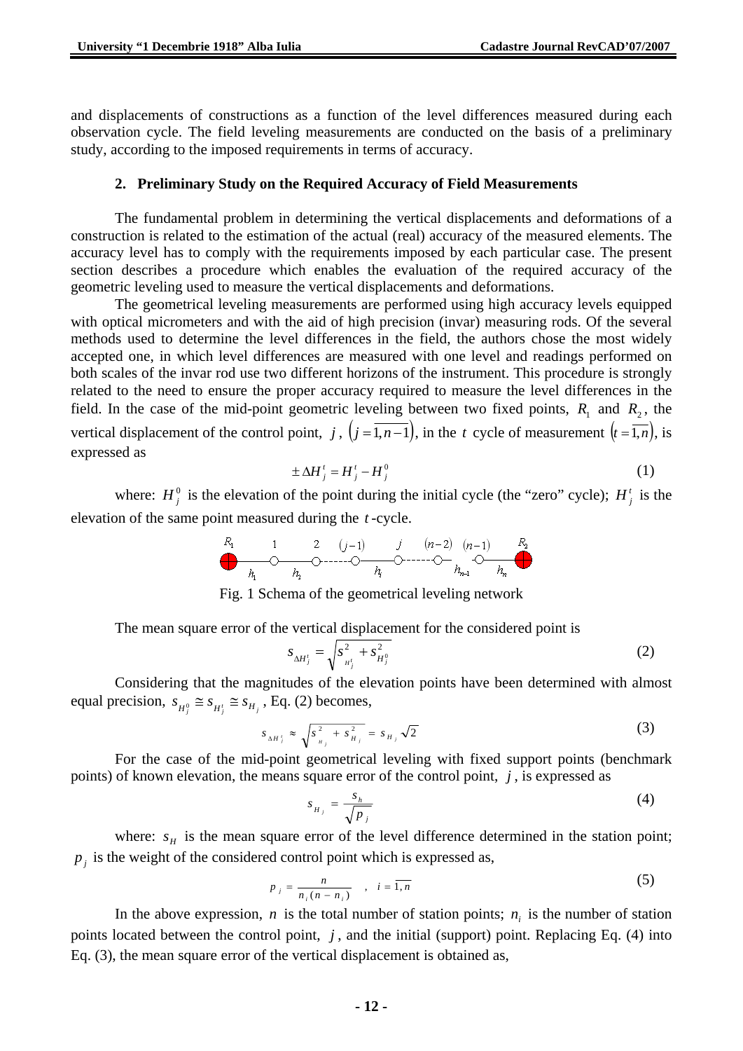and displacements of constructions as a function of the level differences measured during each observation cycle. The field leveling measurements are conducted on the basis of a preliminary study, according to the imposed requirements in terms of accuracy.

## 2. Preliminary Study on the Required Accuracy of Field Measurements

The fundamental problem in determining the vertical displacements and deformations of a construction is related to the estimation of the actual (real) accuracy of the measured elements. The accuracy level has to comply with the requirements imposed by each particular case. The present section describes a procedure which enables the evaluation of the required accuracy of the geometric leveling used to measure the vertical displacements and deformations.

The geometrical leveling measurements are performed using high accuracy levels equipped with optical micrometers and with the aid of high precision (invar) measuring rods. Of the several methods used to determine the level differences in the field, the authors chose the most widely accepted one, in which level differences are measured with one level and readings performed on both scales of the invar rod use two different horizons of the instrument. This procedure is strongly related to the need to ensure the proper accuracy required to measure the level differences in the field. In the case of the mid-point geometric leveling between two fixed points, $R_1$ and $R_2$, the vertical displacement of the control point, $j$, $\left(j=\overline{1,n-1}\right)$, in the $t$ cycle of measurement $\left(t=\overline{1,n}\right)$, is expressed as

$$\pm\Delta H_j^t = H_j^t - H_j^0 \tag{1}$$

where: $H_j^0$ is the elevation of the point during the initial cycle (the "zero" cycle); $H_j^t$ is the elevation of the same point measured during the $t$-cycle.

Fig. 1 Schema of the geometrical leveling network

The mean square error of the vertical displacement for the considered point is

$$s_{\Delta H_j^t} = \sqrt{s_{H_j^t}^2 + s_{H_j^0}^2} \tag{2}$$

Considering that the magnitudes of the elevation points have been determined with almost equal precision, $s_{H_j^0} \cong s_{H_j^t} \cong s_{H_j}$, Eq. (2) becomes,

$$s_{\Delta H_j^t} \approx \sqrt{s_{H_j}^2 + s_{H_j}^2} = s_{H_j}\sqrt{2} \tag{3}$$

For the case of the mid-point geometrical leveling with fixed support points (benchmark points) of known elevation, the means square error of the control point, $j$, is expressed as

$$s_{H_j} = \frac{s_h}{\sqrt{p_j}} \tag{4}$$

where: $s_H$ is the mean square error of the level difference determined in the station point; $p_j$ is the weight of the considered control point which is expressed as,

$$p_j = \frac{n}{n_i(n-n_i)} \quad , \quad i=\overline{1,n} \tag{5}$$

In the above expression, $n$ is the total number of station points; $n_i$ is the number of station points located between the control point, $j$, and the initial (support) point. Replacing Eq. (4) into Eq. (3), the mean square error of the vertical displacement is obtained as,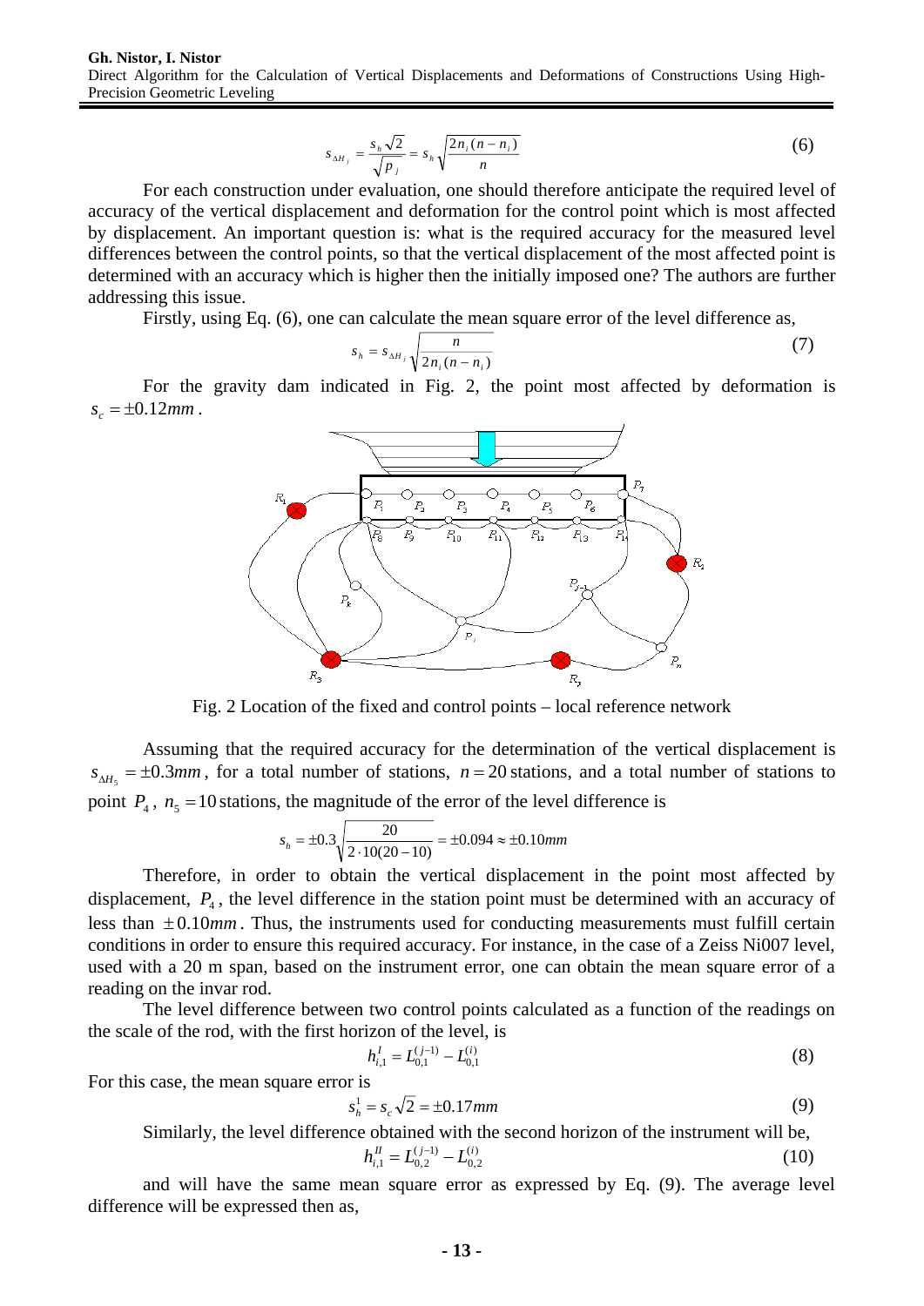$$s_{\Delta H_j} = \frac{s_h \sqrt{2}}{\sqrt{p_j}} = s_h \sqrt{\frac{2n_i(n-n_i)}{n}} \tag{6}$$

For each construction under evaluation, one should therefore anticipate the required level of accuracy of the vertical displacement and deformation for the control point which is most affected by displacement. An important question is: what is the required accuracy for the measured level differences between the control points, so that the vertical displacement of the most affected point is determined with an accuracy which is higher then the initially imposed one? The authors are further addressing this issue.

Firstly, using Eq. (6), one can calculate the mean square error of the level difference as,

$$s_h = s_{\Delta H_j} \sqrt{\frac{n}{2n_i(n-n_i)}} \tag{7}$$

For the gravity dam indicated in Fig. 2, the point most affected by deformation is $s_c = \pm 0.12mm$.

Fig. 2 Location of the fixed and control points – local reference network

Assuming that the required accuracy for the determination of the vertical displacement is $s_{\Delta H_5} = \pm 0.3mm$, for a total number of stations, $n = 20$ stations, and a total number of stations to point $P_4$, $n_5 = 10$ stations, the magnitude of the error of the level difference is

$$s_h = \pm 0.3 \sqrt{\frac{20}{2 \cdot 10(20-10)}} = \pm 0.094 \approx \pm 0.10mm$$

Therefore, in order to obtain the vertical displacement in the point most affected by displacement, $P_4$, the level difference in the station point must be determined with an accuracy of less than $\pm 0.10mm$. Thus, the instruments used for conducting measurements must fulfill certain conditions in order to ensure this required accuracy. For instance, in the case of a Zeiss Ni007 level, used with a 20 m span, based on the instrument error, one can obtain the mean square error of a reading on the invar rod.

The level difference between two control points calculated as a function of the readings on the scale of the rod, with the first horizon of the level, is

$$h_{i,1}^{I} = L_{0,1}^{(j-1)} - L_{0,1}^{(i)} \tag{8}$$

For this case, the mean square error is

$$s_h^1 = s_c \sqrt{2} = \pm 0.17mm \tag{9}$$

Similarly, the level difference obtained with the second horizon of the instrument will be,

$$h_{i,1}^{II} = L_{0,2}^{(j-1)} - L_{0,2}^{(i)} \tag{10}$$

and will have the same mean square error as expressed by Eq. (9). The average level difference will be expressed then as,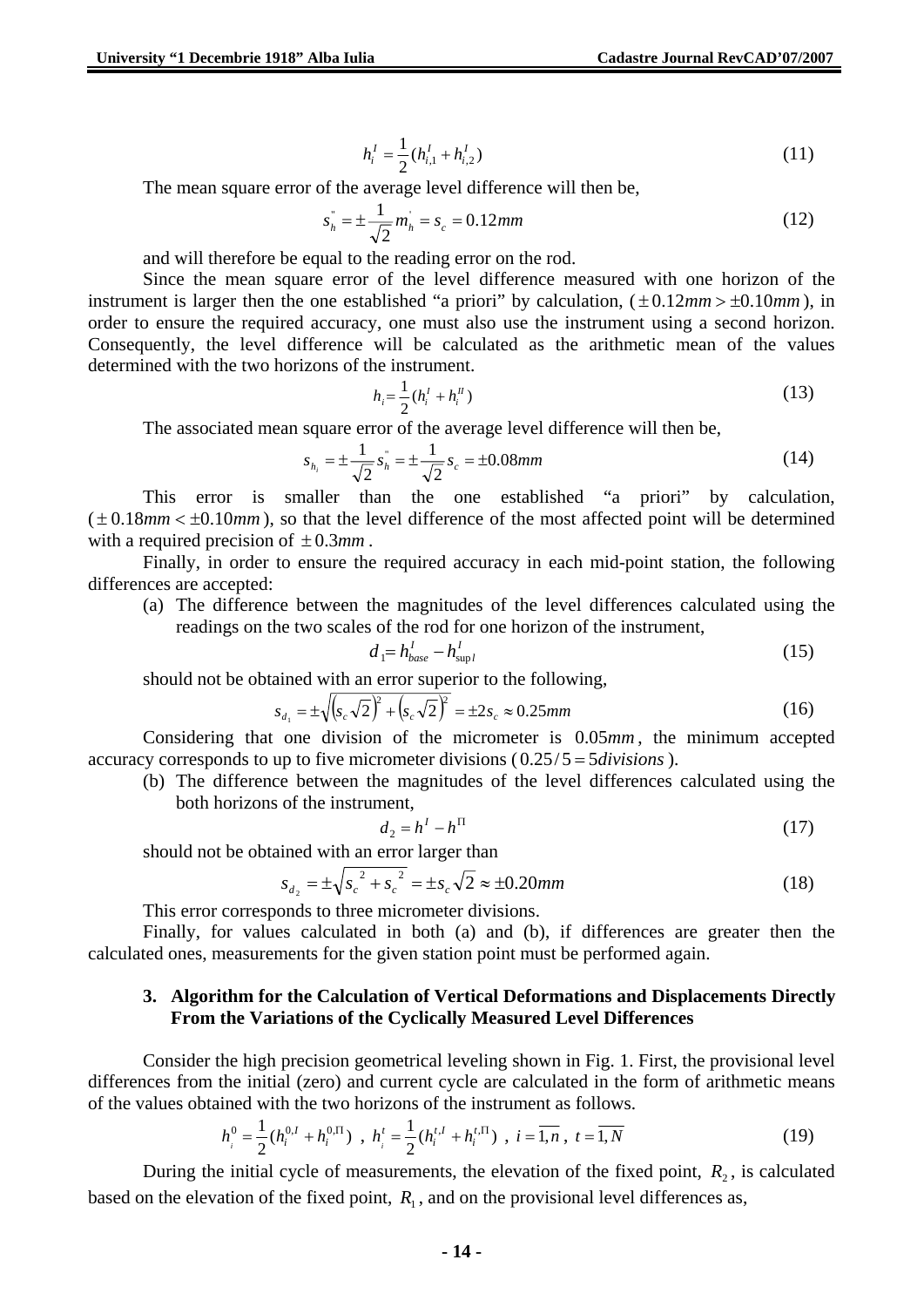$$h_i^I = \frac{1}{2}(h_{i,1}^I + h_{i,2}^I) \tag{11}$$

The mean square error of the average level difference will then be,

$$s_h^{"} = \pm\frac{1}{\sqrt{2}}m_h^{'} = s_c = 0.12mm \tag{12}$$

and will therefore be equal to the reading error on the rod.

Since the mean square error of the level difference measured with one horizon of the instrument is larger then the one established "a priori" by calculation, ($\pm 0.12mm > \pm 0.10mm$), in order to ensure the required accuracy, one must also use the instrument using a second horizon. Consequently, the level difference will be calculated as the arithmetic mean of the values determined with the two horizons of the instrument.

$$h_i = \frac{1}{2}(h_i^I + h_i^{II}) \tag{13}$$

The associated mean square error of the average level difference will then be,

$$s_{h_i} = \pm\frac{1}{\sqrt{2}}s_h^{"} = \pm\frac{1}{\sqrt{2}}s_c = \pm 0.08mm \tag{14}$$

This error is smaller than the one established "a priori" by calculation, ($\pm 0.18mm < \pm 0.10mm$), so that the level difference of the most affected point will be determined with a required precision of $\pm 0.3mm$.

Finally, in order to ensure the required accuracy in each mid-point station, the following differences are accepted:

(a) The difference between the magnitudes of the level differences calculated using the readings on the two scales of the rod for one horizon of the instrument,

$$d_1 = h_{base}^I - h_{\sup l}^I \tag{15}$$

should not be obtained with an error superior to the following,

$$s_{d_1} = \pm\sqrt{\left(s_c\sqrt{2}\right)^2 + \left(s_c\sqrt{2}\right)^2} = \pm 2s_c \approx 0.25mm \tag{16}$$

Considering that one division of the micrometer is $0.05mm$, the minimum accepted accuracy corresponds to up to five micrometer divisions ($0.25/5 = 5 divisions$).

(b) The difference between the magnitudes of the level differences calculated using the both horizons of the instrument,

$$d_2 = h^I - h^{\Pi} \tag{17}$$

should not be obtained with an error larger than

$$s_{d_2} = \pm\sqrt{s_c^{\ 2} + s_c^{\ 2}} = \pm s_c\sqrt{2} \approx \pm 0.20mm \tag{18}$$

This error corresponds to three micrometer divisions.

Finally, for values calculated in both (a) and (b), if differences are greater then the calculated ones, measurements for the given station point must be performed again.

### 3. Algorithm for the Calculation of Vertical Deformations and Displacements Directly From the Variations of the Cyclically Measured Level Differences

Consider the high precision geometrical leveling shown in Fig. 1. First, the provisional level differences from the initial (zero) and current cycle are calculated in the form of arithmetic means of the values obtained with the two horizons of the instrument as follows.

$$h_i^0 = \frac{1}{2}(h_i^{0,I} + h_i^{0,\Pi})\ ,\ h_i^t = \frac{1}{2}(h_i^{t,I} + h_i^{t,\Pi})\ ,\ i = \overline{1,n}\ ,\ t = \overline{1,N} \tag{19}$$

During the initial cycle of measurements, the elevation of the fixed point, $R_2$, is calculated based on the elevation of the fixed point, $R_1$, and on the provisional level differences as,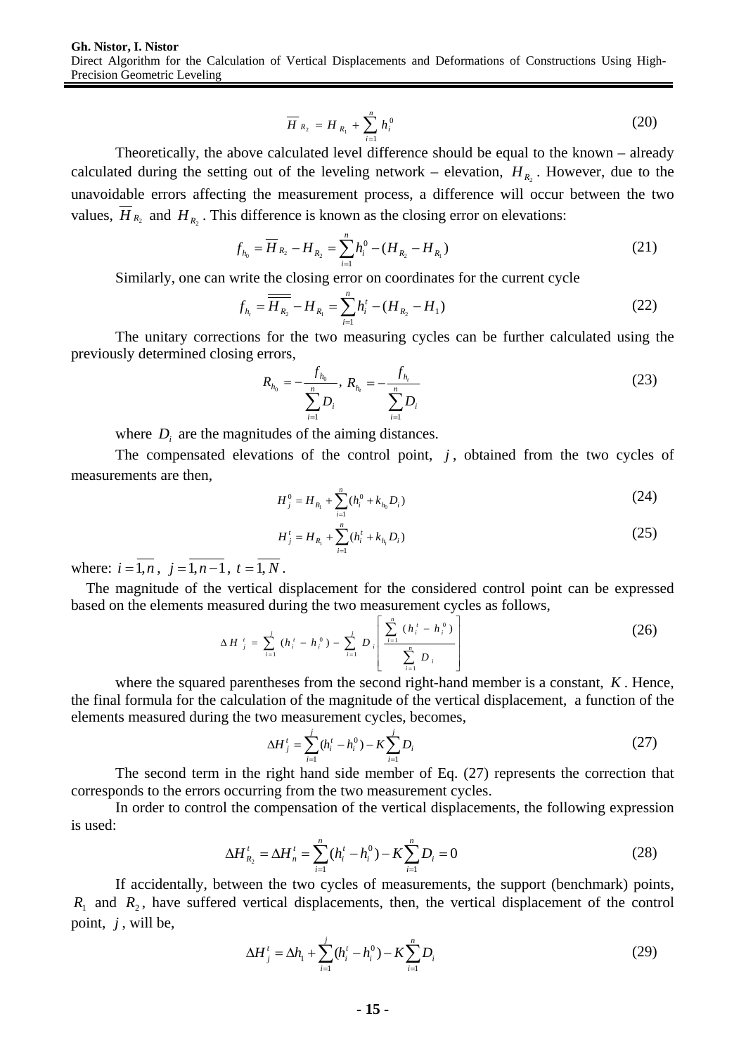$$\overline{H}_{R_2} = H_{R_1} + \sum_{i=1}^{n} h_i^0 \tag{20}$$

Theoretically, the above calculated level difference should be equal to the known – already calculated during the setting out of the leveling network – elevation, $H_{R_2}$. However, due to the unavoidable errors affecting the measurement process, a difference will occur between the two values, $\overline{H}_{R_2}$ and $H_{R_2}$. This difference is known as the closing error on elevations:

$$f_{h_0} = \overline{H}_{R_2} - H_{R_2} = \sum_{i=1}^{n} h_i^0 - (H_{R_2} - H_{R_1}) \tag{21}$$

Similarly, one can write the closing error on coordinates for the current cycle

$$f_{h_t} = \overline{\overline{H_{R_2}}} - H_{R_1} = \sum_{i=1}^{n} h_i^t - (H_{R_2} - H_1) \tag{22}$$

The unitary corrections for the two measuring cycles can be further calculated using the previously determined closing errors,

$$R_{h_0} = -\frac{f_{h_0}}{\sum_{i=1}^{n} D_i},\ R_{h_t} = -\frac{f_{h_t}}{\sum_{i=1}^{n} D_i} \tag{23}$$

where $D_i$ are the magnitudes of the aiming distances.

The compensated elevations of the control point, $j$, obtained from the two cycles of measurements are then,

$$H_j^0 = H_{R_1} + \sum_{i=1}^{n} (h_i^0 + k_{h_0} D_i) \tag{24}$$

$$H_j^t = H_{R_1} + \sum_{i=1}^{n} (h_i^t + k_{h_t} D_i) \tag{25}$$

where: $i = \overline{1,n}$, $j = \overline{1,n-1}$, $t = \overline{1,N}$.

The magnitude of the vertical displacement for the considered control point can be expressed based on the elements measured during the two measurement cycles as follows,

$$\Delta H_j^t = \sum_{i=1}^{j} (h_i^t - h_i^0) - \sum_{i=1}^{j} D_i \left[ \frac{\sum_{i=1}^{n} (h_i^t - h_i^0)}{\sum_{i=1}^{n} D_i} \right] \tag{26}$$

where the squared parentheses from the second right-hand member is a constant, $K$. Hence, the final formula for the calculation of the magnitude of the vertical displacement, a function of the elements measured during the two measurement cycles, becomes,

$$\Delta H_j^t = \sum_{i=1}^{j} (h_i^t - h_i^0) - K \sum_{i=1}^{j} D_i \tag{27}$$

The second term in the right hand side member of Eq. (27) represents the correction that corresponds to the errors occurring from the two measurement cycles.

In order to control the compensation of the vertical displacements, the following expression is used:

$$\Delta H_{R_2}^t = \Delta H_n^t = \sum_{i=1}^{n} (h_i^t - h_i^0) - K \sum_{i=1}^{n} D_i = 0 \tag{28}$$

If accidentally, between the two cycles of measurements, the support (benchmark) points, $R_1$ and $R_2$, have suffered vertical displacements, then, the vertical displacement of the control point, $j$, will be,

$$\Delta H_j^t = \Delta h_1 + \sum_{i=1}^{j} (h_i^t - h_i^0) - K \sum_{i=1}^{n} D_i \tag{29}$$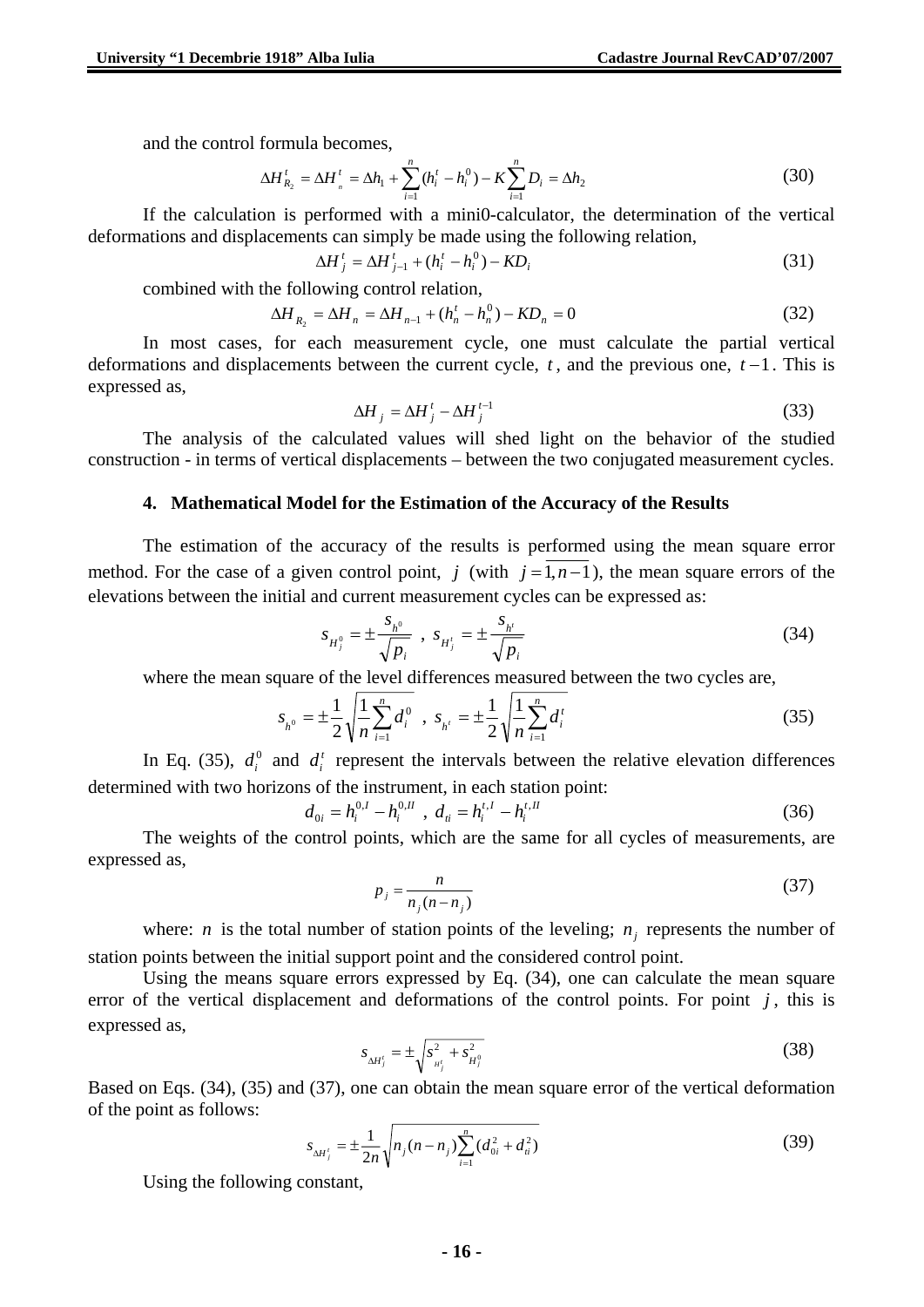and the control formula becomes,

$$\Delta H_{R_2}^t = \Delta H_{n}^t = \Delta h_1 + \sum_{i=1}^{n}(h_i^t - h_i^0) - K\sum_{i=1}^{n} D_i = \Delta h_2 \tag{30}$$

If the calculation is performed with a mini0-calculator, the determination of the vertical deformations and displacements can simply be made using the following relation,

$$\Delta H_j^t = \Delta H_{j-1}^t + (h_i^t - h_i^0) - KD_i \tag{31}$$

combined with the following control relation,

$$\Delta H_{R_2} = \Delta H_n = \Delta H_{n-1} + (h_n^t - h_n^0) - KD_n = 0 \tag{32}$$

In most cases, for each measurement cycle, one must calculate the partial vertical deformations and displacements between the current cycle, $t$, and the previous one, $t-1$. This is expressed as,

$$\Delta H_j = \Delta H_j^t - \Delta H_j^{t-1} \tag{33}$$

The analysis of the calculated values will shed light on the behavior of the studied construction - in terms of vertical displacements – between the two conjugated measurement cycles.

## 4. Mathematical Model for the Estimation of the Accuracy of the Results

The estimation of the accuracy of the results is performed using the mean square error method. For the case of a given control point, $j$ (with $j = \overline{1, n-1}$), the mean square errors of the elevations between the initial and current measurement cycles can be expressed as:

$$s_{H_j^0} = \pm \frac{s_{h^0}}{\sqrt{p_i}} \ , \ s_{H_j^t} = \pm \frac{s_{h^t}}{\sqrt{p_i}} \tag{34}$$

where the mean square of the level differences measured between the two cycles are,

$$s_{h^0} = \pm \frac{1}{2}\sqrt{\frac{1}{n}\sum_{i=1}^{n} d_i^0} \ , \ s_{h^t} = \pm \frac{1}{2}\sqrt{\frac{1}{n}\sum_{i=1}^{n} d_i^t} \tag{35}$$

In Eq. (35), $d_i^0$ and $d_i^t$ represent the intervals between the relative elevation differences determined with two horizons of the instrument, in each station point:

$$d_{0i} = h_i^{0,I} - h_i^{0,II} \ , \ d_{ti} = h_i^{t,I} - h_i^{t,II} \tag{36}$$

The weights of the control points, which are the same for all cycles of measurements, are expressed as,

$$p_j = \frac{n}{n_j(n-n_j)} \tag{37}$$

where: $n$ is the total number of station points of the leveling; $n_j$ represents the number of station points between the initial support point and the considered control point.

Using the means square errors expressed by Eq. (34), one can calculate the mean square error of the vertical displacement and deformations of the control points. For point $j$, this is expressed as,

$$s_{\Delta H_j^t} = \pm \sqrt{s_{H_j^t}^2 + s_{H_j^0}^2} \tag{38}$$

Based on Eqs. (34), (35) and (37), one can obtain the mean square error of the vertical deformation of the point as follows:

$$s_{\Delta H_j^t} = \pm \frac{1}{2n}\sqrt{n_j(n-n_j)\sum_{i=1}^{n}(d_{0i}^2 + d_{ti}^2)} \tag{39}$$

Using the following constant,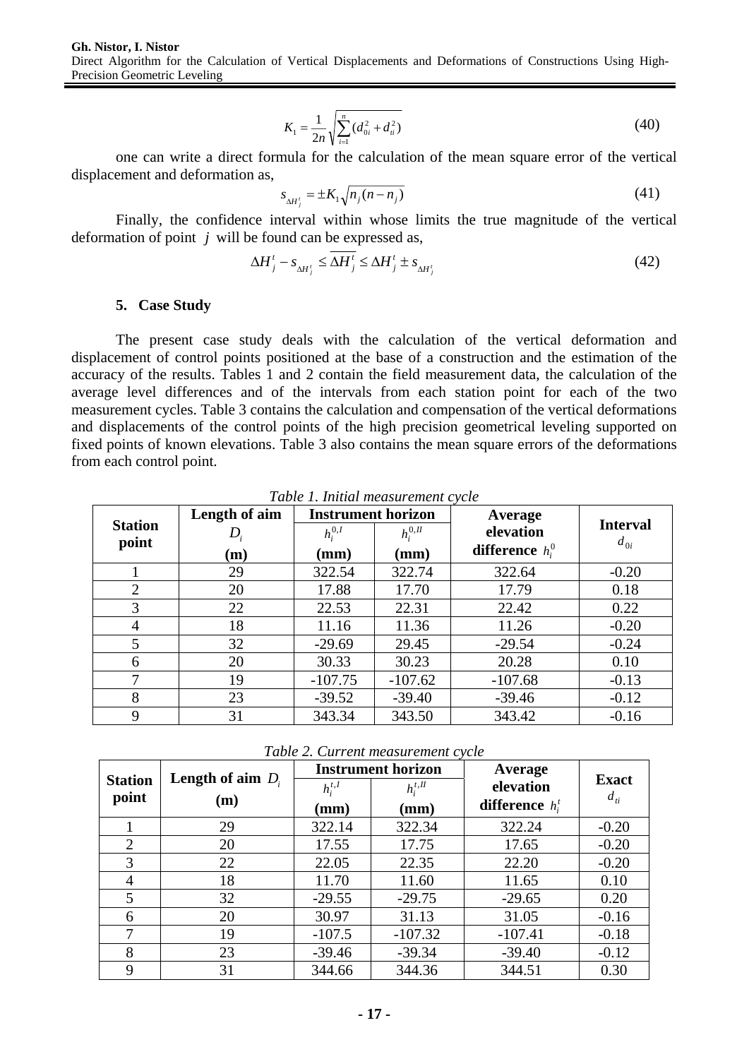$$K_1 = \frac{1}{2n}\sqrt{\sum_{i=1}^{n}(d_{0i}^2 + d_{ti}^2)} \tag{40}$$

one can write a direct formula for the calculation of the mean square error of the vertical displacement and deformation as,

$$s_{\Delta H_j^t} = \pm K_1 \sqrt{n_j(n - n_j)} \tag{41}$$

Finally, the confidence interval within whose limits the true magnitude of the vertical deformation of point $j$ will be found can be expressed as,

$$\Delta H_j^t - s_{\Delta H_j^t} \leq \overline{\Delta H_j^t} \leq \Delta H_j^t \pm s_{\Delta H_j^t} \tag{42}$$

## 5. Case Study

The present case study deals with the calculation of the vertical deformation and displacement of control points positioned at the base of a construction and the estimation of the accuracy of the results. Tables 1 and 2 contain the field measurement data, the calculation of the average level differences and of the intervals from each station point for each of the two measurement cycles. Table 3 contains the calculation and compensation of the vertical deformations and displacements of the control points of the high precision geometrical leveling supported on fixed points of known elevations. Table 3 also contains the mean square errors of the deformations from each control point.

*Table 1. Initial measurement cycle*

| Station point | Length of aim $D_i$ (m) | Instrument horizon $h_i^{0,I}$ (mm) | $h_i^{0,II}$ (mm) | Average elevation difference $h_i^0$ | Interval $d_{0i}$ |
|---|---|---|---|---|---|
| 1 | 29 | 322.54 | 322.74 | 322.64 | -0.20 |
| 2 | 20 | 17.88 | 17.70 | 17.79 | 0.18 |
| 3 | 22 | 22.53 | 22.31 | 22.42 | 0.22 |
| 4 | 18 | 11.16 | 11.36 | 11.26 | -0.20 |
| 5 | 32 | -29.69 | 29.45 | -29.54 | -0.24 |
| 6 | 20 | 30.33 | 30.23 | 20.28 | 0.10 |
| 7 | 19 | -107.75 | -107.62 | -107.68 | -0.13 |
| 8 | 23 | -39.52 | -39.40 | -39.46 | -0.12 |
| 9 | 31 | 343.34 | 343.50 | 343.42 | -0.16 |

*Table 2. Current measurement cycle*

| Station point | Length of aim $D_i$ (m) | Instrument horizon $h_i^{t,I}$ (mm) | $h_i^{t,II}$ (mm) | Average elevation difference $h_i^t$ | Exact $d_{ti}$ |
|---|---|---|---|---|---|
| 1 | 29 | 322.14 | 322.34 | 322.24 | -0.20 |
| 2 | 20 | 17.55 | 17.75 | 17.65 | -0.20 |
| 3 | 22 | 22.05 | 22.35 | 22.20 | -0.20 |
| 4 | 18 | 11.70 | 11.60 | 11.65 | 0.10 |
| 5 | 32 | -29.55 | -29.75 | -29.65 | 0.20 |
| 6 | 20 | 30.97 | 31.13 | 31.05 | -0.16 |
| 7 | 19 | -107.5 | -107.32 | -107.41 | -0.18 |
| 8 | 23 | -39.46 | -39.34 | -39.40 | -0.12 |
| 9 | 31 | 344.66 | 344.36 | 344.51 | 0.30 |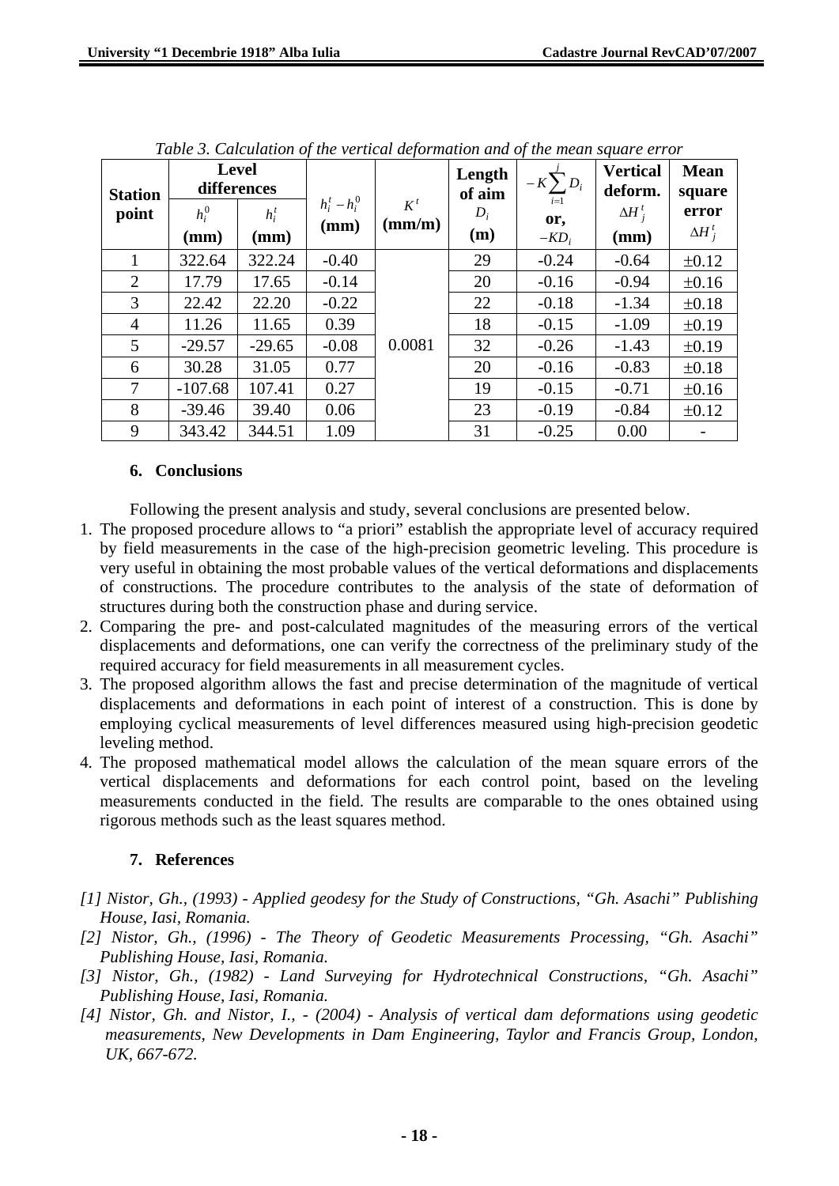*Table 3. Calculation of the vertical deformation and of the mean square error*

| **Station point** | **Level differences** | | | | **Length of aim** | | **Vertical deform.** | **Mean square error** |
|---|---|---|---|---|---|---|---|---|
| | $h_i^0$ **(mm)** | $h_i^t$ **(mm)** | $h_i^t - h_i^0$ **(mm)** | $K^t$ **(mm/m)** | $D_i$ **(m)** | $-K\sum_{i=1}^{j} D_i$ **or,** $-KD_i$ | $\Delta H_j^t$ **(mm)** | $\Delta H_j^t$ |
| 1 | 322.64 | 322.24 | -0.40 | | 29 | -0.24 | -0.64 | ±0.12 |
| 2 | 17.79 | 17.65 | -0.14 | | 20 | -0.16 | -0.94 | ±0.16 |
| 3 | 22.42 | 22.20 | -0.22 | | 22 | -0.18 | -1.34 | ±0.18 |
| 4 | 11.26 | 11.65 | 0.39 | | 18 | -0.15 | -1.09 | ±0.19 |
| 5 | -29.57 | -29.65 | -0.08 | 0.0081 | 32 | -0.26 | -1.43 | ±0.19 |
| 6 | 30.28 | 31.05 | 0.77 | | 20 | -0.16 | -0.83 | ±0.18 |
| 7 | -107.68 | 107.41 | 0.27 | | 19 | -0.15 | -0.71 | ±0.16 |
| 8 | -39.46 | 39.40 | 0.06 | | 23 | -0.19 | -0.84 | ±0.12 |
| 9 | 343.42 | 344.51 | 1.09 | | 31 | -0.25 | 0.00 | - |

## 6. Conclusions

Following the present analysis and study, several conclusions are presented below.

1. The proposed procedure allows to "a priori" establish the appropriate level of accuracy required by field measurements in the case of the high-precision geometric leveling. This procedure is very useful in obtaining the most probable values of the vertical deformations and displacements of constructions. The procedure contributes to the analysis of the state of deformation of structures during both the construction phase and during service.
2. Comparing the pre- and post-calculated magnitudes of the measuring errors of the vertical displacements and deformations, one can verify the correctness of the preliminary study of the required accuracy for field measurements in all measurement cycles.
3. The proposed algorithm allows the fast and precise determination of the magnitude of vertical displacements and deformations in each point of interest of a construction. This is done by employing cyclical measurements of level differences measured using high-precision geodetic leveling method.
4. The proposed mathematical model allows the calculation of the mean square errors of the vertical displacements and deformations for each control point, based on the leveling measurements conducted in the field. The results are comparable to the ones obtained using rigorous methods such as the least squares method.

## 7. References

*[1] Nistor, Gh., (1993) - Applied geodesy for the Study of Constructions, "Gh. Asachi" Publishing House, Iasi, Romania.*

*[2] Nistor, Gh., (1996) - The Theory of Geodetic Measurements Processing, "Gh. Asachi" Publishing House, Iasi, Romania.*

*[3] Nistor, Gh., (1982) - Land Surveying for Hydrotechnical Constructions, "Gh. Asachi" Publishing House, Iasi, Romania.*

*[4] Nistor, Gh. and Nistor, I., - (2004) - Analysis of vertical dam deformations using geodetic measurements, New Developments in Dam Engineering, Taylor and Francis Group, London, UK, 667-672.*